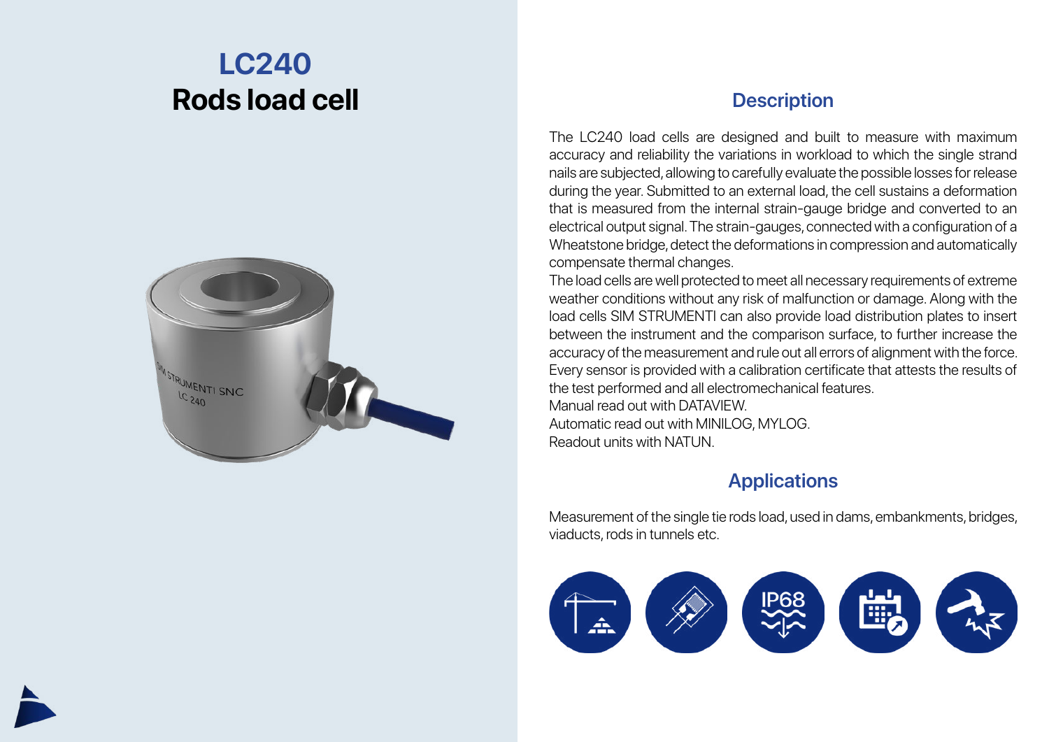# LC240
# Rods load cell

## Description

The LC240 load cells are designed and built to measure with maximum accuracy and reliability the variations in workload to which the single strand nails are subjected, allowing to carefully evaluate the possible losses for release during the year. Submitted to an external load, the cell sustains a deformation that is measured from the internal strain-gauge bridge and converted to an electrical output signal. The strain-gauges, connected with a configuration of a Wheatstone bridge, detect the deformations in compression and automatically compensate thermal changes.
The load cells are well protected to meet all necessary requirements of extreme weather conditions without any risk of malfunction or damage. Along with the load cells SIM STRUMENTI can also provide load distribution plates to insert between the instrument and the comparison surface, to further increase the accuracy of the measurement and rule out all errors of alignment with the force.
Every sensor is provided with a calibration certificate that attests the results of the test performed and all electromechanical features.
Manual read out with DATAVIEW.
Automatic read out with MINILOG, MYLOG.
Readout units with NATUN.

## Applications

Measurement of the single tie rods load, used in dams, embankments, bridges, viaducts, rods in tunnels etc.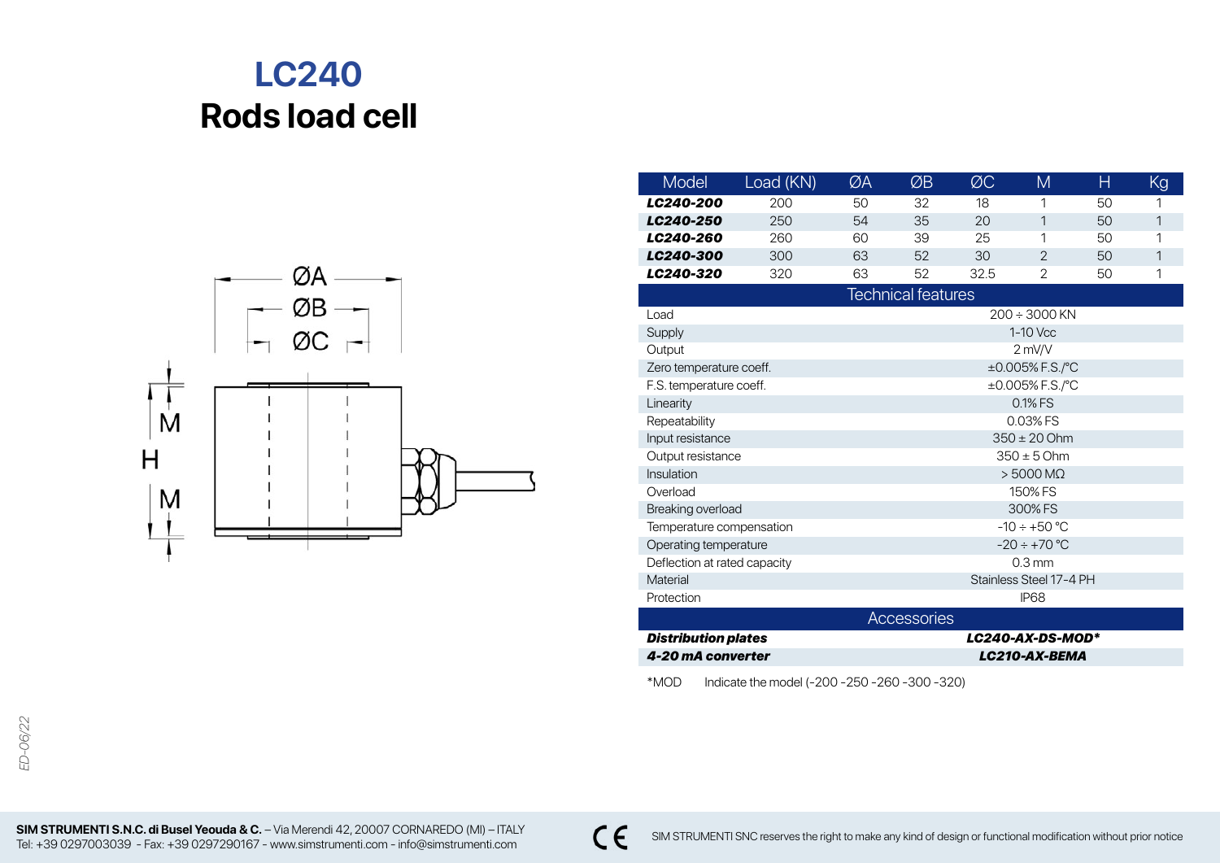# LC240

# Rods load cell

ØA
ØB
ØC
M
H
M

| Model | Load (KN) | ØA | ØB | ØC | M | H | Kg |
|---|---|---|---|---|---|---|---|
| ***LC240-200*** | 200 | 50 | 32 | 18 | 1 | 50 | 1 |
| ***LC240-250*** | 250 | 54 | 35 | 20 | 1 | 50 | 1 |
| ***LC240-260*** | 260 | 60 | 39 | 25 | 1 | 50 | 1 |
| ***LC240-300*** | 300 | 63 | 52 | 30 | 2 | 50 | 1 |
| ***LC240-320*** | 320 | 63 | 52 | 32.5 | 2 | 50 | 1 |

| Technical features | |
|---|---|
| Load | 200 ÷ 3000 KN |
| Supply | 1-10 Vcc |
| Output | 2 mV/V |
| Zero temperature coeff. | ±0.005% F.S./°C |
| F.S. temperature coeff. | ±0.005% F.S./°C |
| Linearity | 0.1% FS |
| Repeatability | 0.03% FS |
| Input resistance | 350 ± 20 Ohm |
| Output resistance | 350 ± 5 Ohm |
| Insulation | > 5000 MΩ |
| Overload | 150% FS |
| Breaking overload | 300% FS |
| Temperature compensation | -10 ÷ +50 °C |
| Operating temperature | -20 ÷ +70 °C |
| Deflection at rated capacity | 0.3 mm |
| Material | Stainless Steel 17-4 PH |
| Protection | IP68 |

| Accessories | |
|---|---|
| ***Distribution plates*** | ***LC240-AX-DS-MOD**** |
| ***4-20 mA converter*** | ***LC210-AX-BEMA*** |

*MOD Indicate the model (-200 -250 -260 -300 -320)

ED-06/22

**SIM STRUMENTI S.N.C. di Busel Yeouda & C.** – Via Merendi 42, 20007 CORNAREDO (MI) – ITALY
Tel: +39 0297003039 - Fax: +39 0297290167 - www.simstrumenti.com - info@simstrumenti.com

SIM STRUMENTI SNC reserves the right to make any kind of design or functional modification without prior notice